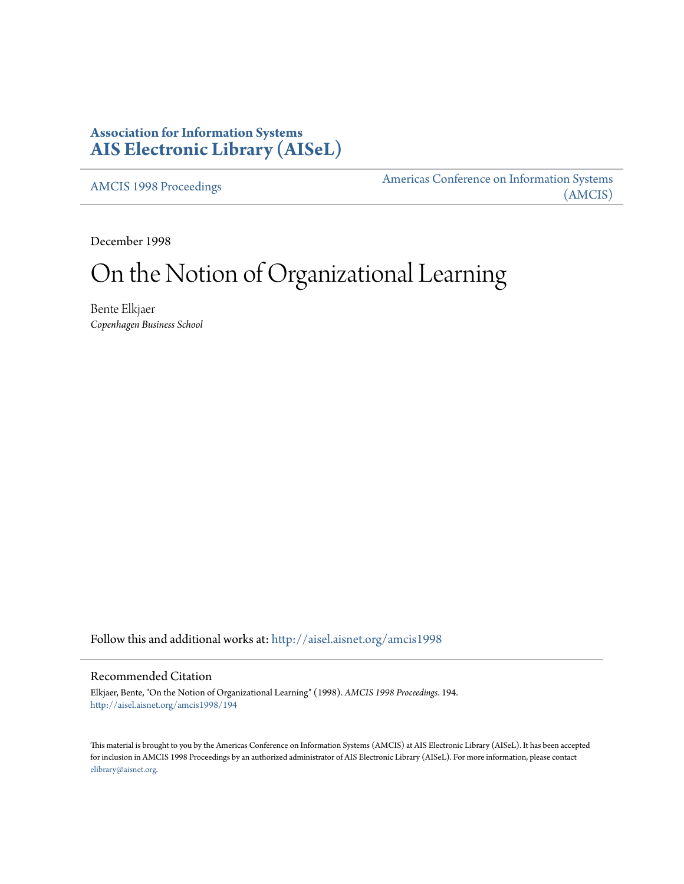# Association for Information Systems
# AIS Electronic Library (AISeL)

AMCIS 1998 Proceedings

Americas Conference on Information Systems (AMCIS)

December 1998

# On the Notion of Organizational Learning

Bente Elkjaer
*Copenhagen Business School*

Follow this and additional works at: http://aisel.aisnet.org/amcis1998

## Recommended Citation

Elkjaer, Bente, "On the Notion of Organizational Learning" (1998). *AMCIS 1998 Proceedings*. 194.
http://aisel.aisnet.org/amcis1998/194

This material is brought to you by the Americas Conference on Information Systems (AMCIS) at AIS Electronic Library (AISeL). It has been accepted for inclusion in AMCIS 1998 Proceedings by an authorized administrator of AIS Electronic Library (AISeL). For more information, please contact elibrary@aisnet.org.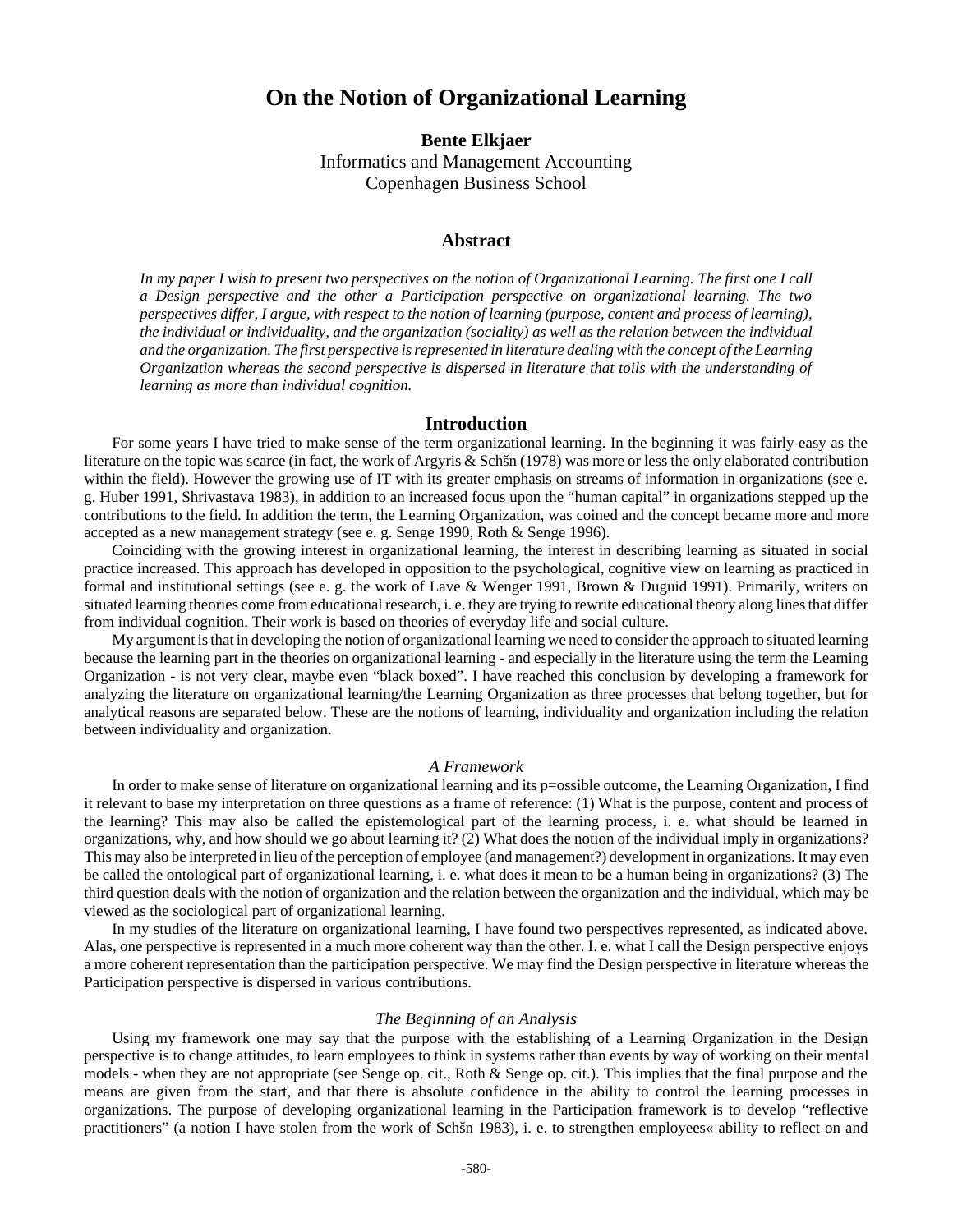# On the Notion of Organizational Learning

**Bente Elkjaer**
Informatics and Management Accounting
Copenhagen Business School

## Abstract

*In my paper I wish to present two perspectives on the notion of Organizational Learning. The first one I call a Design perspective and the other a Participation perspective on organizational learning. The two perspectives differ, I argue, with respect to the notion of learning (purpose, content and process of learning), the individual or individuality, and the organization (sociality) as well as the relation between the individual and the organization. The first perspective is represented in literature dealing with the concept of the Learning Organization whereas the second perspective is dispersed in literature that toils with the understanding of learning as more than individual cognition.*

## Introduction

For some years I have tried to make sense of the term organizational learning. In the beginning it was fairly easy as the literature on the topic was scarce (in fact, the work of Argyris & Schšn (1978) was more or less the only elaborated contribution within the field). However the growing use of IT with its greater emphasis on streams of information in organizations (see e. g. Huber 1991, Shrivastava 1983), in addition to an increased focus upon the "human capital" in organizations stepped up the contributions to the field. In addition the term, the Learning Organization, was coined and the concept became more and more accepted as a new management strategy (see e. g. Senge 1990, Roth & Senge 1996).

Coinciding with the growing interest in organizational learning, the interest in describing learning as situated in social practice increased. This approach has developed in opposition to the psychological, cognitive view on learning as practiced in formal and institutional settings (see e. g. the work of Lave & Wenger 1991, Brown & Duguid 1991). Primarily, writers on situated learning theories come from educational research, i. e. they are trying to rewrite educational theory along lines that differ from individual cognition. Their work is based on theories of everyday life and social culture.

My argument is that in developing the notion of organizational learning we need to consider the approach to situated learning because the learning part in the theories on organizational learning - and especially in the literature using the term the Learning Organization - is not very clear, maybe even "black boxed". I have reached this conclusion by developing a framework for analyzing the literature on organizational learning/the Learning Organization as three processes that belong together, but for analytical reasons are separated below. These are the notions of learning, individuality and organization including the relation between individuality and organization.

### *A Framework*

In order to make sense of literature on organizational learning and its p=ossible outcome, the Learning Organization, I find it relevant to base my interpretation on three questions as a frame of reference: (1) What is the purpose, content and process of the learning? This may also be called the epistemological part of the learning process, i. e. what should be learned in organizations, why, and how should we go about learning it? (2) What does the notion of the individual imply in organizations? This may also be interpreted in lieu of the perception of employee (and management?) development in organizations. It may even be called the ontological part of organizational learning, i. e. what does it mean to be a human being in organizations? (3) The third question deals with the notion of organization and the relation between the organization and the individual, which may be viewed as the sociological part of organizational learning.

In my studies of the literature on organizational learning, I have found two perspectives represented, as indicated above. Alas, one perspective is represented in a much more coherent way than the other. I. e. what I call the Design perspective enjoys a more coherent representation than the participation perspective. We may find the Design perspective in literature whereas the Participation perspective is dispersed in various contributions.

### *The Beginning of an Analysis*

Using my framework one may say that the purpose with the establishing of a Learning Organization in the Design perspective is to change attitudes, to learn employees to think in systems rather than events by way of working on their mental models - when they are not appropriate (see Senge op. cit., Roth & Senge op. cit.). This implies that the final purpose and the means are given from the start, and that there is absolute confidence in the ability to control the learning processes in organizations. The purpose of developing organizational learning in the Participation framework is to develop "reflective practitioners" (a notion I have stolen from the work of Schšn 1983), i. e. to strengthen employees« ability to reflect on and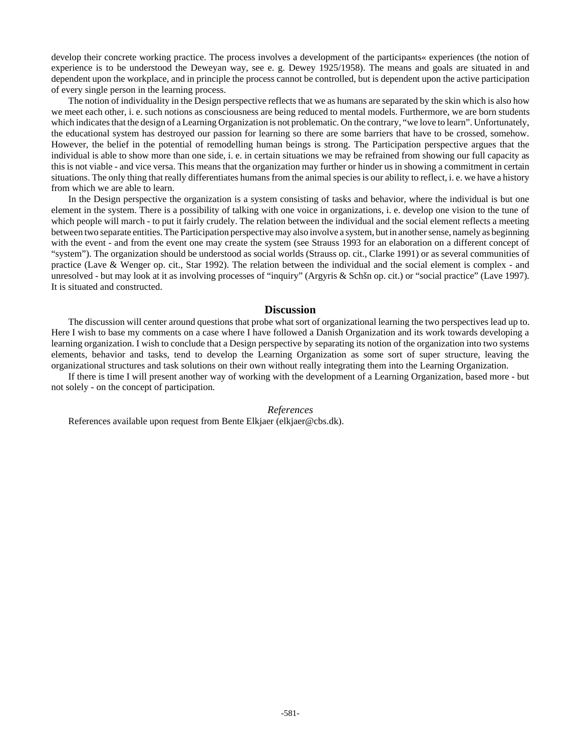develop their concrete working practice. The process involves a development of the participants« experiences (the notion of experience is to be understood the Deweyan way, see e. g. Dewey 1925/1958). The means and goals are situated in and dependent upon the workplace, and in principle the process cannot be controlled, but is dependent upon the active participation of every single person in the learning process.

The notion of individuality in the Design perspective reflects that we as humans are separated by the skin which is also how we meet each other, i. e. such notions as consciousness are being reduced to mental models. Furthermore, we are born students which indicates that the design of a Learning Organization is not problematic. On the contrary, "we love to learn". Unfortunately, the educational system has destroyed our passion for learning so there are some barriers that have to be crossed, somehow. However, the belief in the potential of remodelling human beings is strong. The Participation perspective argues that the individual is able to show more than one side, i. e. in certain situations we may be refrained from showing our full capacity as this is not viable - and vice versa. This means that the organization may further or hinder us in showing a commitment in certain situations. The only thing that really differentiates humans from the animal species is our ability to reflect, i. e. we have a history from which we are able to learn.

In the Design perspective the organization is a system consisting of tasks and behavior, where the individual is but one element in the system. There is a possibility of talking with one voice in organizations, i. e. develop one vision to the tune of which people will march - to put it fairly crudely. The relation between the individual and the social element reflects a meeting between two separate entities. The Participation perspective may also involve a system, but in another sense, namely as beginning with the event - and from the event one may create the system (see Strauss 1993 for an elaboration on a different concept of "system"). The organization should be understood as social worlds (Strauss op. cit., Clarke 1991) or as several communities of practice (Lave & Wenger op. cit., Star 1992). The relation between the individual and the social element is complex - and unresolved - but may look at it as involving processes of "inquiry" (Argyris & Schšn op. cit.) or "social practice" (Lave 1997). It is situated and constructed.

## Discussion

The discussion will center around questions that probe what sort of organizational learning the two perspectives lead up to. Here I wish to base my comments on a case where I have followed a Danish Organization and its work towards developing a learning organization. I wish to conclude that a Design perspective by separating its notion of the organization into two systems elements, behavior and tasks, tend to develop the Learning Organization as some sort of super structure, leaving the organizational structures and task solutions on their own without really integrating them into the Learning Organization.

If there is time I will present another way of working with the development of a Learning Organization, based more - but not solely - on the concept of participation.

### *References*

References available upon request from Bente Elkjaer (elkjaer@cbs.dk).